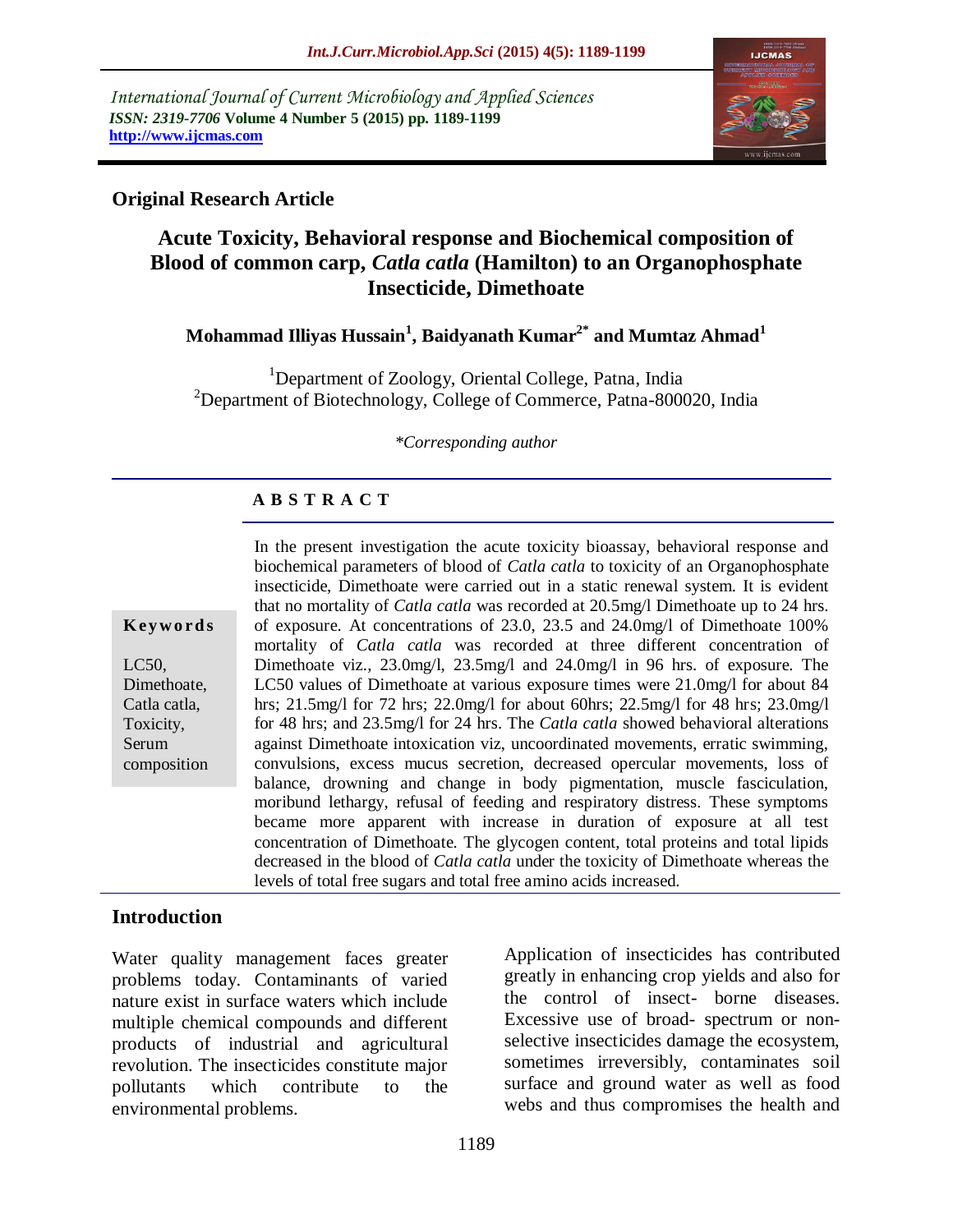International Journal of Current Microbiology and Applied Sciences
*ISSN: 2319-7706* **Volume 4 Number 5 (2015) pp. 1189-1199**
**http://www.ijcmas.com**

**Original Research Article**

# Acute Toxicity, Behavioral response and Biochemical composition of Blood of common carp, *Catla catla* (Hamilton) to an Organophosphate Insecticide, Dimethoate

**Mohammad Illiyas Hussain[1], Baidyanath Kumar[2*] and Mumtaz Ahmad[1]**

[1]Department of Zoology, Oriental College, Patna, India
[2]Department of Biotechnology, College of Commerce, Patna-800020, India

*\*Corresponding author*

## ABSTRACT

**Keywords**

LC50, Dimethoate, Catla catla, Toxicity, Serum composition

In the present investigation the acute toxicity bioassay, behavioral response and biochemical parameters of blood of *Catla catla* to toxicity of an Organophosphate insecticide, Dimethoate were carried out in a static renewal system. It is evident that no mortality of *Catla catla* was recorded at 20.5mg/l Dimethoate up to 24 hrs. of exposure. At concentrations of 23.0, 23.5 and 24.0mg/l of Dimethoate 100% mortality of *Catla catla* was recorded at three different concentration of Dimethoate viz., 23.0mg/l, 23.5mg/l and 24.0mg/l in 96 hrs. of exposure. The LC50 values of Dimethoate at various exposure times were 21.0mg/l for about 84 hrs; 21.5mg/l for 72 hrs; 22.0mg/l for about 60hrs; 22.5mg/l for 48 hrs; 23.0mg/l for 48 hrs; and 23.5mg/l for 24 hrs. The *Catla catla* showed behavioral alterations against Dimethoate intoxication viz, uncoordinated movements, erratic swimming, convulsions, excess mucus secretion, decreased opercular movements, loss of balance, drowning and change in body pigmentation, muscle fasciculation, moribund lethargy, refusal of feeding and respiratory distress. These symptoms became more apparent with increase in duration of exposure at all test concentration of Dimethoate. The glycogen content, total proteins and total lipids decreased in the blood of *Catla catla* under the toxicity of Dimethoate whereas the levels of total free sugars and total free amino acids increased.

## Introduction

Water quality management faces greater problems today. Contaminants of varied nature exist in surface waters which include multiple chemical compounds and different products of industrial and agricultural revolution. The insecticides constitute major pollutants which contribute to the environmental problems.

Application of insecticides has contributed greatly in enhancing crop yields and also for the control of insect- borne diseases. Excessive use of broad- spectrum or non-selective insecticides damage the ecosystem, sometimes irreversibly, contaminates soil surface and ground water as well as food webs and thus compromises the health and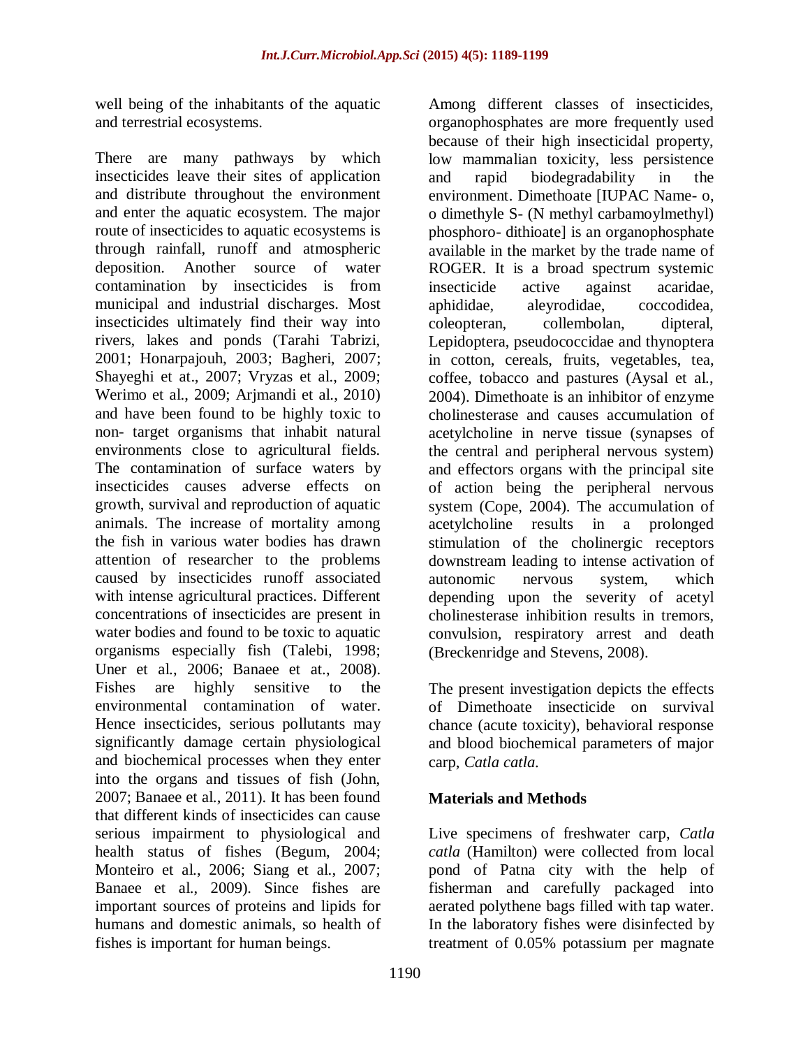well being of the inhabitants of the aquatic and terrestrial ecosystems.

There are many pathways by which insecticides leave their sites of application and distribute throughout the environment and enter the aquatic ecosystem. The major route of insecticides to aquatic ecosystems is through rainfall, runoff and atmospheric deposition. Another source of water contamination by insecticides is from municipal and industrial discharges. Most insecticides ultimately find their way into rivers, lakes and ponds (Tarahi Tabrizi, 2001; Honarpajouh, 2003; Bagheri, 2007; Shayeghi et at., 2007; Vryzas et al., 2009; Werimo et al., 2009; Arjmandi et al., 2010) and have been found to be highly toxic to non- target organisms that inhabit natural environments close to agricultural fields. The contamination of surface waters by insecticides causes adverse effects on growth, survival and reproduction of aquatic animals. The increase of mortality among the fish in various water bodies has drawn attention of researcher to the problems caused by insecticides runoff associated with intense agricultural practices. Different concentrations of insecticides are present in water bodies and found to be toxic to aquatic organisms especially fish (Talebi, 1998; Uner et al., 2006; Banaee et at., 2008). Fishes are highly sensitive to the environmental contamination of water. Hence insecticides, serious pollutants may significantly damage certain physiological and biochemical processes when they enter into the organs and tissues of fish (John, 2007; Banaee et al., 2011). It has been found that different kinds of insecticides can cause serious impairment to physiological and health status of fishes (Begum, 2004; Monteiro et al., 2006; Siang et al., 2007; Banaee et al., 2009). Since fishes are important sources of proteins and lipids for humans and domestic animals, so health of fishes is important for human beings.

Among different classes of insecticides, organophosphates are more frequently used because of their high insecticidal property, low mammalian toxicity, less persistence and rapid biodegradability in the environment. Dimethoate [IUPAC Name- o, o dimethyle S- (N methyl carbamoylmethyl) phosphoro- dithioate] is an organophosphate available in the market by the trade name of ROGER. It is a broad spectrum systemic insecticide active against acaridae, aphididae, aleyrodidae, coccodidea, coleopteran, collembolan, dipteral, Lepidoptera, pseudococcidae and thynoptera in cotton, cereals, fruits, vegetables, tea, coffee, tobacco and pastures (Aysal et al., 2004). Dimethoate is an inhibitor of enzyme cholinesterase and causes accumulation of acetylcholine in nerve tissue (synapses of the central and peripheral nervous system) and effectors organs with the principal site of action being the peripheral nervous system (Cope, 2004). The accumulation of acetylcholine results in a prolonged stimulation of the cholinergic receptors downstream leading to intense activation of autonomic nervous system, which depending upon the severity of acetyl cholinesterase inhibition results in tremors, convulsion, respiratory arrest and death (Breckenridge and Stevens, 2008).

The present investigation depicts the effects of Dimethoate insecticide on survival chance (acute toxicity), behavioral response and blood biochemical parameters of major carp, *Catla catla*.

## Materials and Methods

Live specimens of freshwater carp, *Catla catla* (Hamilton) were collected from local pond of Patna city with the help of fisherman and carefully packaged into aerated polythene bags filled with tap water. In the laboratory fishes were disinfected by treatment of 0.05% potassium per magnate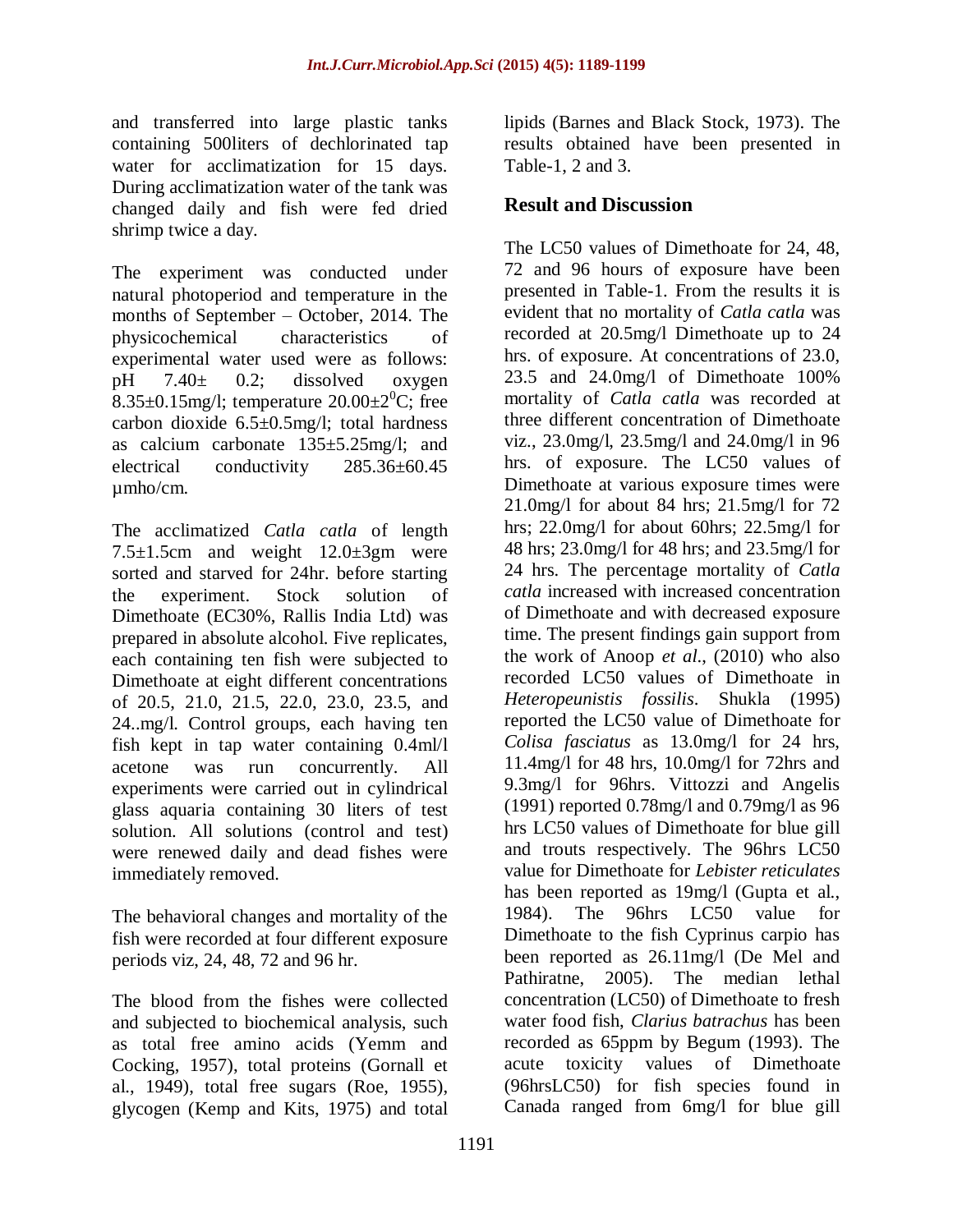and transferred into large plastic tanks containing 500liters of dechlorinated tap water for acclimatization for 15 days. During acclimatization water of the tank was changed daily and fish were fed dried shrimp twice a day.

The experiment was conducted under natural photoperiod and temperature in the months of September – October, 2014. The physicochemical characteristics of experimental water used were as follows: pH 7.40± 0.2; dissolved oxygen 8.35±0.15mg/l; temperature 20.00±2$^0$C; free carbon dioxide 6.5±0.5mg/l; total hardness as calcium carbonate 135±5.25mg/l; and electrical conductivity 285.36±60.45 µmho/cm.

The acclimatized *Catla catla* of length 7.5±1.5cm and weight 12.0±3gm were sorted and starved for 24hr. before starting the experiment. Stock solution of Dimethoate (EC30%, Rallis India Ltd) was prepared in absolute alcohol. Five replicates, each containing ten fish were subjected to Dimethoate at eight different concentrations of 20.5, 21.0, 21.5, 22.0, 23.0, 23.5, and 24..mg/l. Control groups, each having ten fish kept in tap water containing 0.4ml/l acetone was run concurrently. All experiments were carried out in cylindrical glass aquaria containing 30 liters of test solution. All solutions (control and test) were renewed daily and dead fishes were immediately removed.

The behavioral changes and mortality of the fish were recorded at four different exposure periods viz, 24, 48, 72 and 96 hr.

The blood from the fishes were collected and subjected to biochemical analysis, such as total free amino acids (Yemm and Cocking, 1957), total proteins (Gornall et al., 1949), total free sugars (Roe, 1955), glycogen (Kemp and Kits, 1975) and total lipids (Barnes and Black Stock, 1973). The results obtained have been presented in Table-1, 2 and 3.

## Result and Discussion

The LC50 values of Dimethoate for 24, 48, 72 and 96 hours of exposure have been presented in Table-1. From the results it is evident that no mortality of *Catla catla* was recorded at 20.5mg/l Dimethoate up to 24 hrs. of exposure. At concentrations of 23.0, 23.5 and 24.0mg/l of Dimethoate 100% mortality of *Catla catla* was recorded at three different concentration of Dimethoate viz., 23.0mg/l, 23.5mg/l and 24.0mg/l in 96 hrs. of exposure. The LC50 values of Dimethoate at various exposure times were 21.0mg/l for about 84 hrs; 21.5mg/l for 72 hrs; 22.0mg/l for about 60hrs; 22.5mg/l for 48 hrs; 23.0mg/l for 48 hrs; and 23.5mg/l for 24 hrs. The percentage mortality of *Catla catla* increased with increased concentration of Dimethoate and with decreased exposure time. The present findings gain support from the work of Anoop *et al*., (2010) who also recorded LC50 values of Dimethoate in *Heteropeunistis fossilis*. Shukla (1995) reported the LC50 value of Dimethoate for *Colisa fasciatus* as 13.0mg/l for 24 hrs, 11.4mg/l for 48 hrs, 10.0mg/l for 72hrs and 9.3mg/l for 96hrs. Vittozzi and Angelis (1991) reported 0.78mg/l and 0.79mg/l as 96 hrs LC50 values of Dimethoate for blue gill and trouts respectively. The 96hrs LC50 value for Dimethoate for *Lebister reticulates* has been reported as 19mg/l (Gupta et al., 1984). The 96hrs LC50 value for Dimethoate to the fish Cyprinus carpio has been reported as 26.11mg/l (De Mel and Pathiratne, 2005). The median lethal concentration (LC50) of Dimethoate to fresh water food fish, *Clarius batrachus* has been recorded as 65ppm by Begum (1993). The acute toxicity values of Dimethoate (96hrsLC50) for fish species found in Canada ranged from 6mg/l for blue gill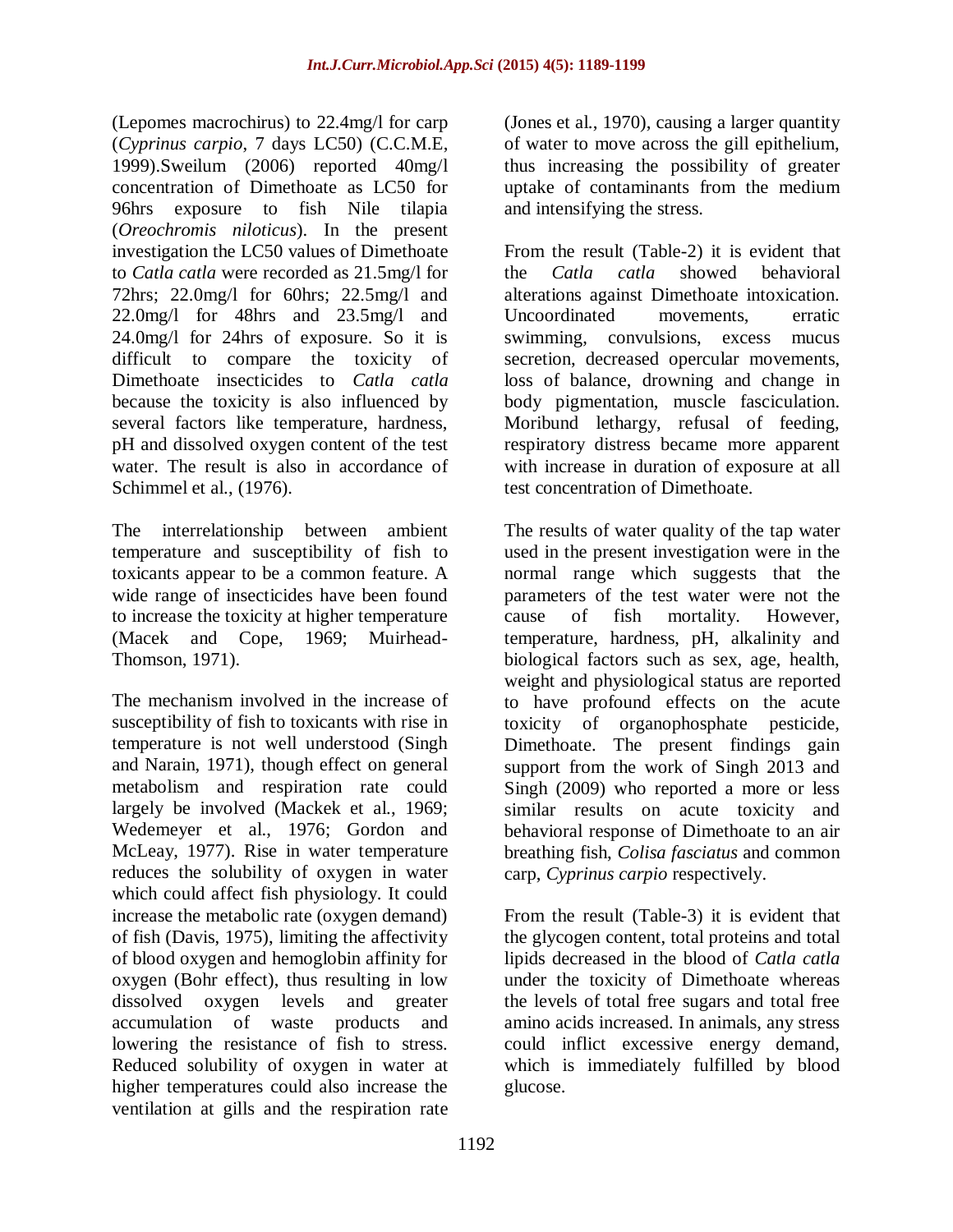(Lepomes macrochirus) to 22.4mg/l for carp (*Cyprinus carpio*, 7 days LC50) (C.C.M.E, 1999).Sweilum (2006) reported 40mg/l concentration of Dimethoate as LC50 for 96hrs exposure to fish Nile tilapia (*Oreochromis niloticus*). In the present investigation the LC50 values of Dimethoate to *Catla catla* were recorded as 21.5mg/l for 72hrs; 22.0mg/l for 60hrs; 22.5mg/l and 22.0mg/l for 48hrs and 23.5mg/l and 24.0mg/l for 24hrs of exposure. So it is difficult to compare the toxicity of Dimethoate insecticides to *Catla catla* because the toxicity is also influenced by several factors like temperature, hardness, pH and dissolved oxygen content of the test water. The result is also in accordance of Schimmel et al., (1976).

The interrelationship between ambient temperature and susceptibility of fish to toxicants appear to be a common feature. A wide range of insecticides have been found to increase the toxicity at higher temperature (Macek and Cope, 1969; Muirhead-Thomson, 1971).

The mechanism involved in the increase of susceptibility of fish to toxicants with rise in temperature is not well understood (Singh and Narain, 1971), though effect on general metabolism and respiration rate could largely be involved (Mackek et al., 1969; Wedemeyer et al., 1976; Gordon and McLeay, 1977). Rise in water temperature reduces the solubility of oxygen in water which could affect fish physiology. It could increase the metabolic rate (oxygen demand) of fish (Davis, 1975), limiting the affectivity of blood oxygen and hemoglobin affinity for oxygen (Bohr effect), thus resulting in low dissolved oxygen levels and greater accumulation of waste products and lowering the resistance of fish to stress. Reduced solubility of oxygen in water at higher temperatures could also increase the ventilation at gills and the respiration rate (Jones et al., 1970), causing a larger quantity of water to move across the gill epithelium, thus increasing the possibility of greater uptake of contaminants from the medium and intensifying the stress.

From the result (Table-2) it is evident that the *Catla catla* showed behavioral alterations against Dimethoate intoxication. Uncoordinated movements, erratic swimming, convulsions, excess mucus secretion, decreased opercular movements, loss of balance, drowning and change in body pigmentation, muscle fasciculation. Moribund lethargy, refusal of feeding, respiratory distress became more apparent with increase in duration of exposure at all test concentration of Dimethoate.

The results of water quality of the tap water used in the present investigation were in the normal range which suggests that the parameters of the test water were not the cause of fish mortality. However, temperature, hardness, pH, alkalinity and biological factors such as sex, age, health, weight and physiological status are reported to have profound effects on the acute toxicity of organophosphate pesticide, Dimethoate. The present findings gain support from the work of Singh 2013 and Singh (2009) who reported a more or less similar results on acute toxicity and behavioral response of Dimethoate to an air breathing fish, *Colisa fasciatus* and common carp, *Cyprinus carpio* respectively.

From the result (Table-3) it is evident that the glycogen content, total proteins and total lipids decreased in the blood of *Catla catla* under the toxicity of Dimethoate whereas the levels of total free sugars and total free amino acids increased. In animals, any stress could inflict excessive energy demand, which is immediately fulfilled by blood glucose.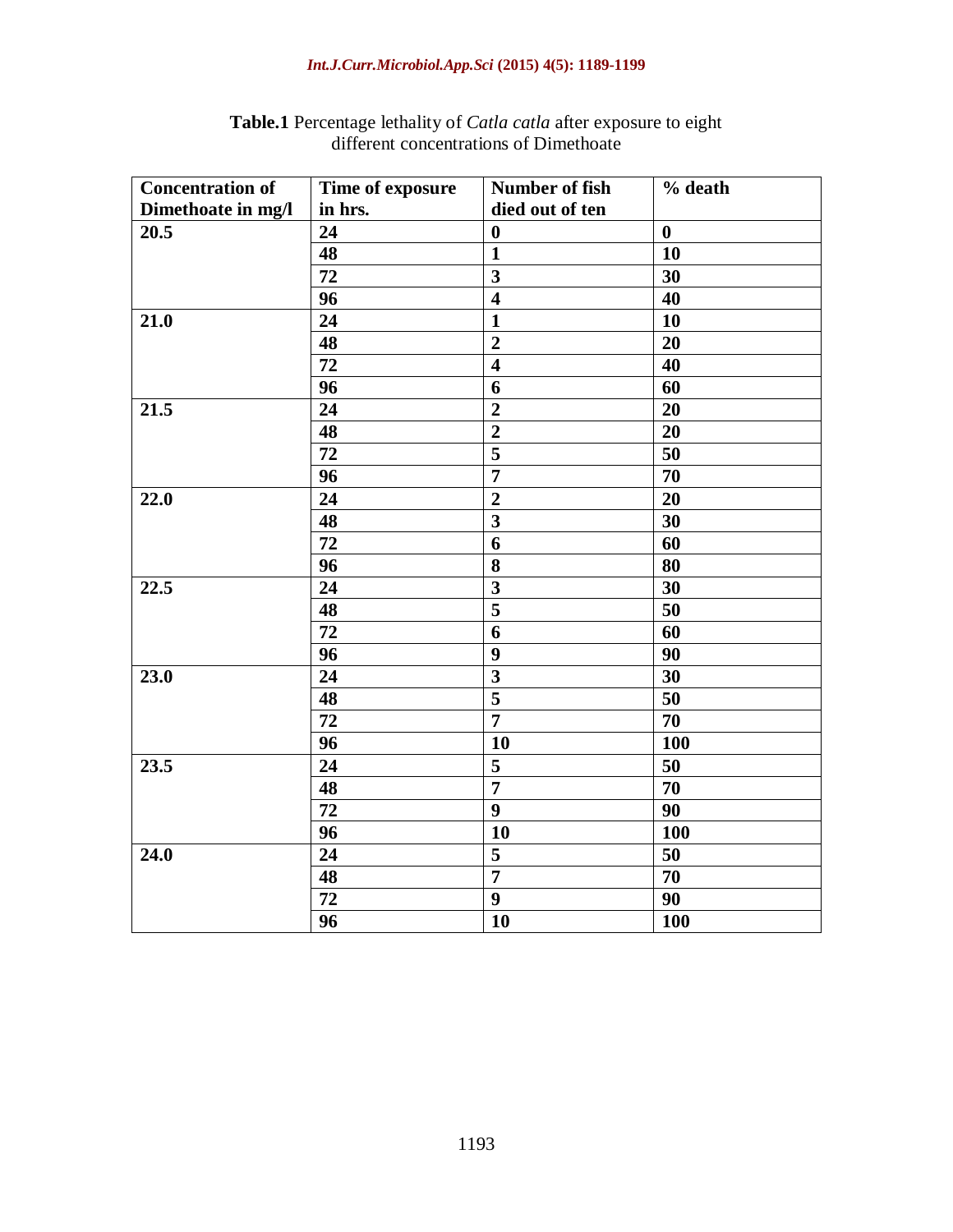**Table.1** Percentage lethality of *Catla catla* after exposure to eight different concentrations of Dimethoate

| Concentration of Dimethoate in mg/l | Time of exposure in hrs. | Number of fish died out of ten | % death |
|---|---|---|---|
| **20.5** | **24** | **0** | **0** |
| | **48** | **1** | **10** |
| | **72** | **3** | **30** |
| | **96** | **4** | **40** |
| **21.0** | **24** | **1** | **10** |
| | **48** | **2** | **20** |
| | **72** | **4** | **40** |
| | **96** | **6** | **60** |
| **21.5** | **24** | **2** | **20** |
| | **48** | **2** | **20** |
| | **72** | **5** | **50** |
| | **96** | **7** | **70** |
| **22.0** | **24** | **2** | **20** |
| | **48** | **3** | **30** |
| | **72** | **6** | **60** |
| | **96** | **8** | **80** |
| **22.5** | **24** | **3** | **30** |
| | **48** | **5** | **50** |
| | **72** | **6** | **60** |
| | **96** | **9** | **90** |
| **23.0** | **24** | **3** | **30** |
| | **48** | **5** | **50** |
| | **72** | **7** | **70** |
| | **96** | **10** | **100** |
| **23.5** | **24** | **5** | **50** |
| | **48** | **7** | **70** |
| | **72** | **9** | **90** |
| | **96** | **10** | **100** |
| **24.0** | **24** | **5** | **50** |
| | **48** | **7** | **70** |
| | **72** | **9** | **90** |
| | **96** | **10** | **100** |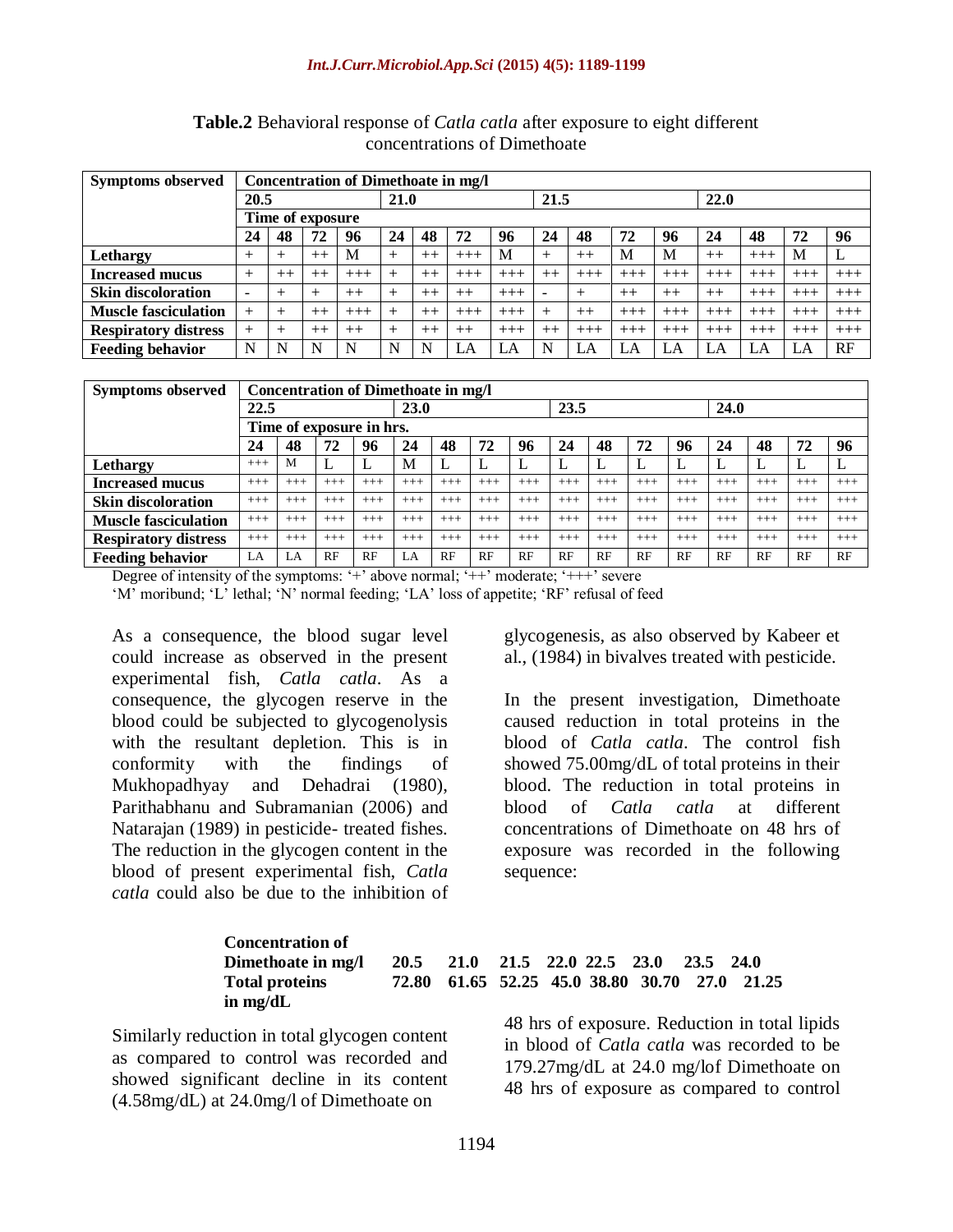**Table.2** Behavioral response of *Catla catla* after exposure to eight different concentrations of Dimethoate

| Symptoms observed | Concentration of Dimethoate in mg/l | | | | | | | | | | | | | | | |
|---|---|---|---|---|---|---|---|---|---|---|---|---|---|---|---|---|
| | 20.5 | | | | 21.0 | | | | 21.5 | | | | 22.0 | | | |
| | Time of exposure | | | | | | | | | | | | | | | |
| | 24 | 48 | 72 | 96 | 24 | 48 | 72 | 96 | 24 | 48 | 72 | 96 | 24 | 48 | 72 | 96 |
| Lethargy | + | + | ++ | M | + | ++ | +++ | M | + | ++ | M | M | ++ | +++ | M | L |
| Increased mucus | + | ++ | ++ | +++ | + | ++ | +++ | +++ | ++ | +++ | +++ | +++ | +++ | +++ | +++ | +++ |
| Skin discoloration | - | + | + | ++ | + | ++ | ++ | +++ | - | + | ++ | ++ | ++ | +++ | +++ | +++ |
| Muscle fasciculation | + | + | ++ | +++ | + | ++ | +++ | +++ | + | ++ | +++ | +++ | +++ | +++ | +++ | +++ |
| Respiratory distress | + | + | ++ | ++ | + | ++ | ++ | +++ | ++ | +++ | +++ | +++ | +++ | +++ | +++ | +++ |
| Feeding behavior | N | N | N | N | N | N | LA | LA | N | LA | LA | LA | LA | LA | LA | RF |

| Symptoms observed | Concentration of Dimethoate in mg/l | | | | | | | | | | | | | | | |
|---|---|---|---|---|---|---|---|---|---|---|---|---|---|---|---|---|
| | 22.5 | | | | 23.0 | | | | 23.5 | | | | 24.0 | | | |
| | Time of exposure in hrs. | | | | | | | | | | | | | | | |
| | 24 | 48 | 72 | 96 | 24 | 48 | 72 | 96 | 24 | 48 | 72 | 96 | 24 | 48 | 72 | 96 |
| Lethargy | +++ | M | L | L | M | L | L | L | L | L | L | L | L | L | L | L |
| Increased mucus | +++ | +++ | +++ | +++ | +++ | +++ | +++ | +++ | +++ | +++ | +++ | +++ | +++ | +++ | +++ | +++ |
| Skin discoloration | +++ | +++ | +++ | +++ | +++ | +++ | +++ | +++ | +++ | +++ | +++ | +++ | +++ | +++ | +++ | +++ |
| Muscle fasciculation | +++ | +++ | +++ | +++ | +++ | +++ | +++ | +++ | +++ | +++ | +++ | +++ | +++ | +++ | +++ | +++ |
| Respiratory distress | +++ | +++ | +++ | +++ | +++ | +++ | +++ | +++ | +++ | +++ | +++ | +++ | +++ | +++ | +++ | +++ |
| Feeding behavior | LA | LA | RF | RF | LA | RF | RF | RF | RF | RF | RF | RF | RF | RF | RF | RF |

Degree of intensity of the symptoms: '+' above normal; '++' moderate; '+++' severe
'M' moribund; 'L' lethal; 'N' normal feeding; 'LA' loss of appetite; 'RF' refusal of feed

As a consequence, the blood sugar level could increase as observed in the present experimental fish, *Catla catla*. As a consequence, the glycogen reserve in the blood could be subjected to glycogenolysis with the resultant depletion. This is in conformity with the findings of Mukhopadhyay and Dehadrai (1980), Parithabhanu and Subramanian (2006) and Natarajan (1989) in pesticide- treated fishes. The reduction in the glycogen content in the blood of present experimental fish, *Catla catla* could also be due to the inhibition of glycogenesis, as also observed by Kabeer et al., (1984) in bivalves treated with pesticide.

In the present investigation, Dimethoate caused reduction in total proteins in the blood of *Catla catla*. The control fish showed 75.00mg/dL of total proteins in their blood. The reduction in total proteins in blood of *Catla catla* at different concentrations of Dimethoate on 48 hrs of exposure was recorded in the following sequence:

| Concentration of Dimethoate in mg/l | 20.5 | 21.0 | 21.5 | 22.0 | 22.5 | 23.0 | 23.5 | 24.0 |
|---|---|---|---|---|---|---|---|---|
| Total proteins in mg/dL | 72.80 | 61.65 | 52.25 | 45.0 | 38.80 | 30.70 | 27.0 | 21.25 |

Similarly reduction in total glycogen content as compared to control was recorded and showed significant decline in its content (4.58mg/dL) at 24.0mg/l of Dimethoate on 48 hrs of exposure. Reduction in total lipids in blood of *Catla catla* was recorded to be 179.27mg/dL at 24.0 mg/lof Dimethoate on 48 hrs of exposure as compared to control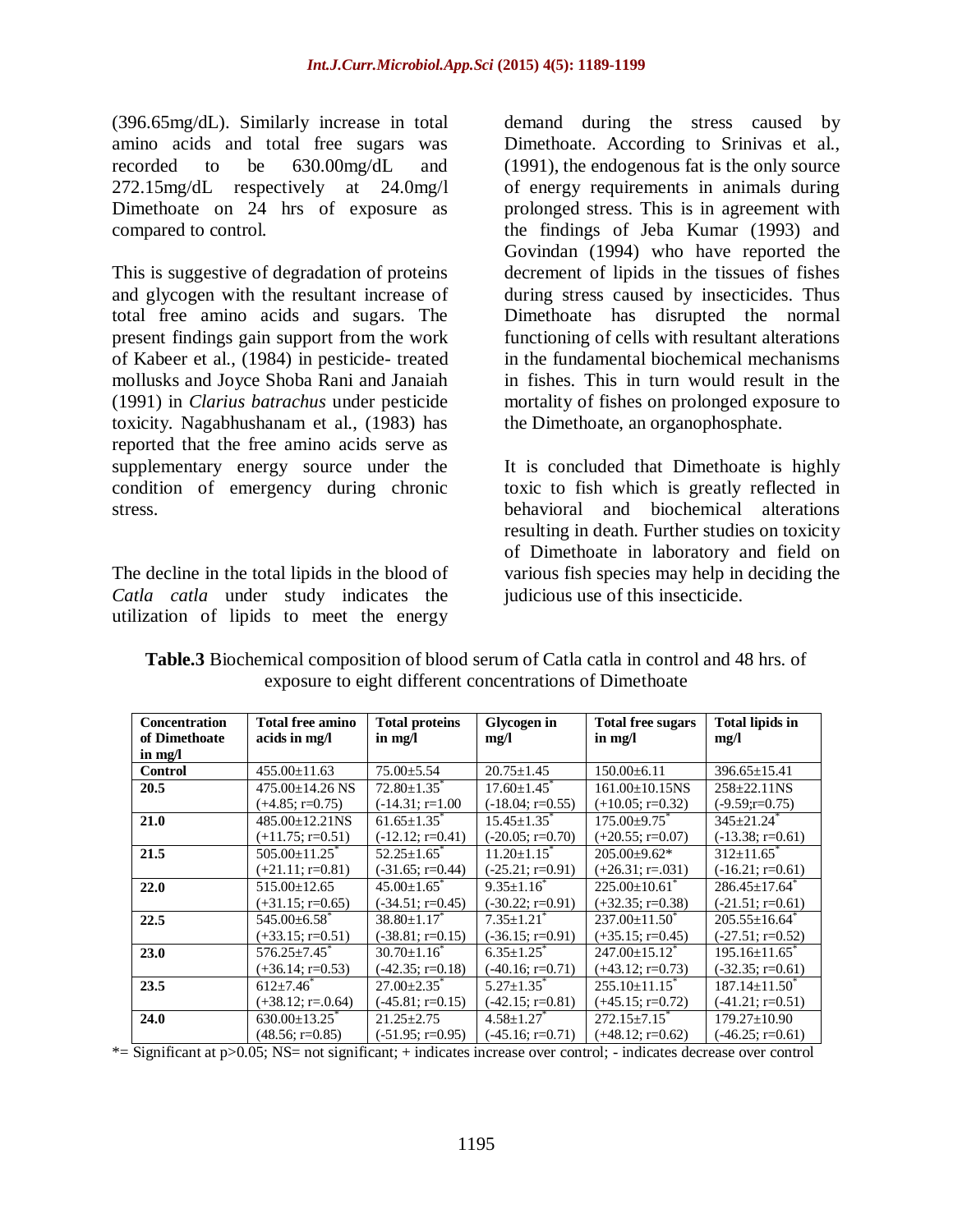(396.65mg/dL). Similarly increase in total amino acids and total free sugars was recorded to be 630.00mg/dL and 272.15mg/dL respectively at 24.0mg/l Dimethoate on 24 hrs of exposure as compared to control.

This is suggestive of degradation of proteins and glycogen with the resultant increase of total free amino acids and sugars. The present findings gain support from the work of Kabeer et al., (1984) in pesticide- treated mollusks and Joyce Shoba Rani and Janaiah (1991) in *Clarius batrachus* under pesticide toxicity. Nagabhushanam et al., (1983) has reported that the free amino acids serve as supplementary energy source under the condition of emergency during chronic stress.

The decline in the total lipids in the blood of *Catla catla* under study indicates the utilization of lipids to meet the energy demand during the stress caused by Dimethoate. According to Srinivas et al., (1991), the endogenous fat is the only source of energy requirements in animals during prolonged stress. This is in agreement with the findings of Jeba Kumar (1993) and Govindan (1994) who have reported the decrement of lipids in the tissues of fishes during stress caused by insecticides. Thus Dimethoate has disrupted the normal functioning of cells with resultant alterations in the fundamental biochemical mechanisms in fishes. This in turn would result in the mortality of fishes on prolonged exposure to the Dimethoate, an organophosphate.

It is concluded that Dimethoate is highly toxic to fish which is greatly reflected in behavioral and biochemical alterations resulting in death. Further studies on toxicity of Dimethoate in laboratory and field on various fish species may help in deciding the judicious use of this insecticide.

**Table.3** Biochemical composition of blood serum of Catla catla in control and 48 hrs. of exposure to eight different concentrations of Dimethoate

| Concentration of Dimethoate in mg/l | Total free amino acids in mg/l | Total proteins in mg/l | Glycogen in mg/l | Total free sugars in mg/l | Total lipids in mg/l |
|---|---|---|---|---|---|
| **Control** | 455.00±11.63 | 75.00±5.54 | 20.75±1.45 | 150.00±6.11 | 396.65±15.41 |
| **20.5** | 475.00±14.26 NS (+4.85; r=0.75) | 72.80±1.35* (-14.31; r=1.00 | 17.60±1.45* (-18.04; r=0.55) | 161.00±10.15NS (+10.05; r=0.32) | 258±22.11NS (-9.59;r=0.75) |
| **21.0** | 485.00±12.21NS (+11.75; r=0.51) | 61.65±1.35* (-12.12; r=0.41) | 15.45±1.35* (-20.05; r=0.70) | 175.00±9.75* (+20.55; r=0.07) | 345±21.24* (-13.38; r=0.61) |
| **21.5** | 505.00±11.25* (+21.11; r=0.81) | 52.25±1.65* (-31.65; r=0.44) | 11.20±1.15* (-25.21; r=0.91) | 205.00±9.62* (+26.31; r=.031) | 312±11.65* (-16.21; r=0.61) |
| **22.0** | 515.00±12.65 (+31.15; r=0.65) | 45.00±1.65* (-34.51; r=0.45) | 9.35±1.16* (-30.22; r=0.91) | 225.00±10.61* (+32.35; r=0.38) | 286.45±17.64* (-21.51; r=0.61) |
| **22.5** | 545.00±6.58* (+33.15; r=0.51) | 38.80±1.17* (-38.81; r=0.15) | 7.35±1.21* (-36.15; r=0.91) | 237.00±11.50* (+35.15; r=0.45) | 205.55±16.64* (-27.51; r=0.52) |
| **23.0** | 576.25±7.45* (+36.14; r=0.53) | 30.70±1.16* (-42.35; r=0.18) | 6.35±1.25* (-40.16; r=0.71) | 247.00±15.12* (+43.12; r=0.73) | 195.16±11.65* (-32.35; r=0.61) |
| **23.5** | 612±7.46* (+38.12; r=.0.64) | 27.00±2.35* (-45.81; r=0.15) | 5.27±1.35* (-42.15; r=0.81) | 255.10±11.15* (+45.15; r=0.72) | 187.14±11.50* (-41.21; r=0.51) |
| **24.0** | 630.00±13.25* (48.56; r=0.85) | 21.25±2.75 (-51.95; r=0.95) | 4.58±1.27* (-45.16; r=0.71) | 272.15±7.15* (+48.12; r=0.62) | 179.27±10.90 (-46.25; r=0.61) |

*= Significant at p>0.05; NS= not significant; + indicates increase over control; - indicates decrease over control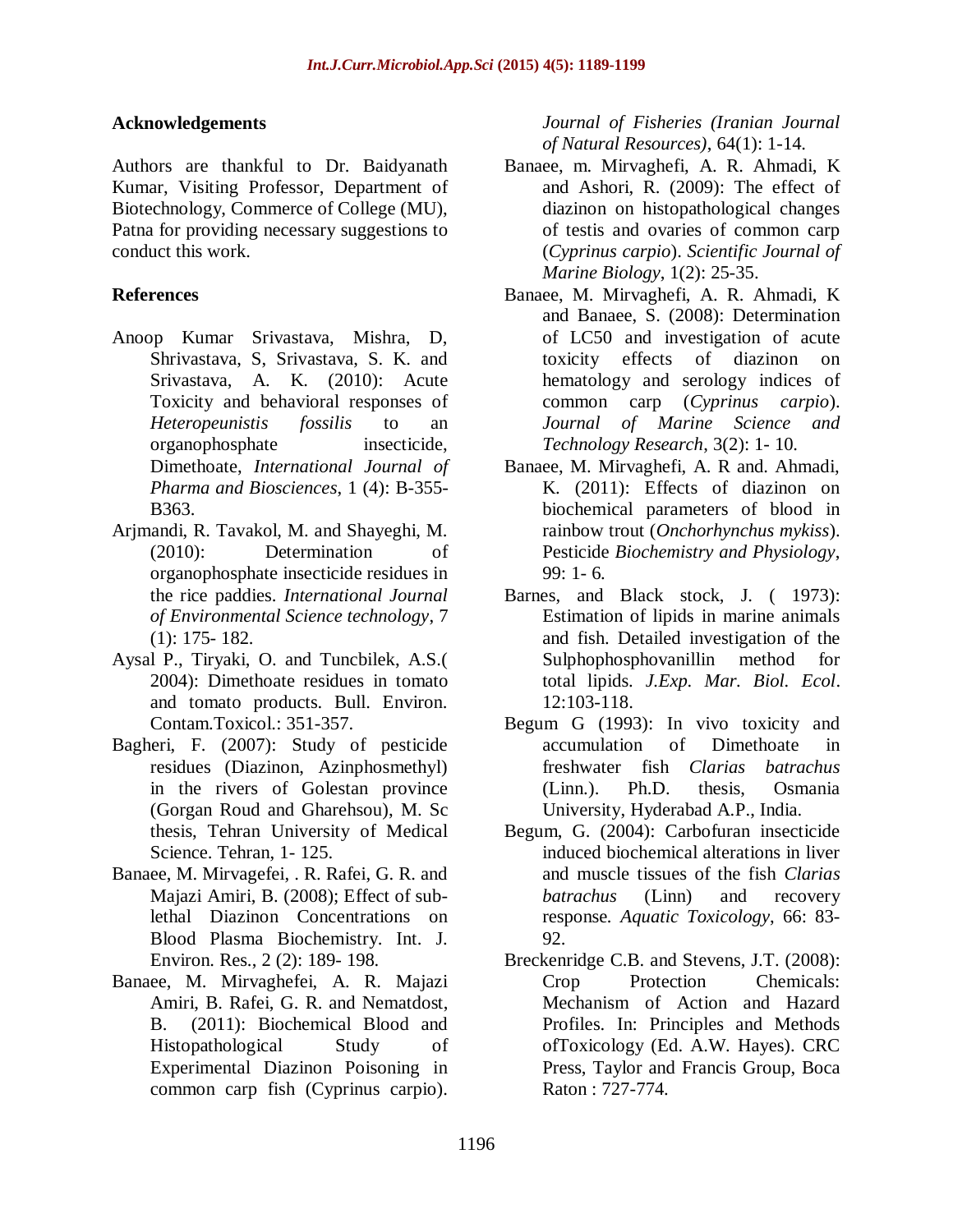## Acknowledgements

Authors are thankful to Dr. Baidyanath Kumar, Visiting Professor, Department of Biotechnology, Commerce of College (MU), Patna for providing necessary suggestions to conduct this work.

## References

Anoop Kumar Srivastava, Mishra, D, Shrivastava, S, Srivastava, S. K. and Srivastava, A. K. (2010): Acute Toxicity and behavioral responses of *Heteropeunistis fossilis* to an organophosphate insecticide, Dimethoate, *International Journal of Pharma and Biosciences*, 1 (4): B-355-B363.

Arjmandi, R. Tavakol, M. and Shayeghi, M. (2010): Determination of organophosphate insecticide residues in the rice paddies. *International Journal of Environmental Science technology*, 7 (1): 175- 182.

Aysal P., Tiryaki, O. and Tuncbilek, A.S.( 2004): Dimethoate residues in tomato and tomato products. Bull. Environ. Contam.Toxicol.: 351-357.

Bagheri, F. (2007): Study of pesticide residues (Diazinon, Azinphosmethyl) in the rivers of Golestan province (Gorgan Roud and Gharehsou), M. Sc thesis, Tehran University of Medical Science. Tehran, 1- 125.

Banaee, M. Mirvagefei, . R. Rafei, G. R. and Majazi Amiri, B. (2008); Effect of sub-lethal Diazinon Concentrations on Blood Plasma Biochemistry. Int. J. Environ. Res., 2 (2): 189- 198.

Banaee, M. Mirvaghefei, A. R. Majazi Amiri, B. Rafei, G. R. and Nematdost, B. (2011): Biochemical Blood and Histopathological Study of Experimental Diazinon Poisoning in common carp fish (Cyprinus carpio). *Journal of Fisheries (Iranian Journal of Natural Resources)*, 64(1): 1-14.

Banaee, m. Mirvaghefi, A. R. Ahmadi, K and Ashori, R. (2009): The effect of diazinon on histopathological changes of testis and ovaries of common carp (*Cyprinus carpio*). *Scientific Journal of Marine Biology*, 1(2): 25-35.

Banaee, M. Mirvaghefi, A. R. Ahmadi, K and Banaee, S. (2008): Determination of LC50 and investigation of acute toxicity effects of diazinon on hematology and serology indices of common carp (*Cyprinus carpio*). *Journal of Marine Science and Technology Research*, 3(2): 1- 10.

Banaee, M. Mirvaghefi, A. R and. Ahmadi, K. (2011): Effects of diazinon on biochemical parameters of blood in rainbow trout (*Onchorhynchus mykiss*). Pesticide *Biochemistry and Physiology*, 99: 1- 6.

Barnes, and Black stock, J. ( 1973): Estimation of lipids in marine animals and fish. Detailed investigation of the Sulphophosphovanillin method for total lipids. *J.Exp. Mar. Biol. Ecol*. 12:103-118.

Begum G (1993): In vivo toxicity and accumulation of Dimethoate in freshwater fish *Clarias batrachus* (Linn.). Ph.D. thesis, Osmania University, Hyderabad A.P., India.

Begum, G. (2004): Carbofuran insecticide induced biochemical alterations in liver and muscle tissues of the fish *Clarias batrachus* (Linn) and recovery response. *Aquatic Toxicology*, 66: 83-92.

Breckenridge C.B. and Stevens, J.T. (2008): Crop Protection Chemicals: Mechanism of Action and Hazard Profiles. In: Principles and Methods ofToxicology (Ed. A.W. Hayes). CRC Press, Taylor and Francis Group, Boca Raton : 727-774.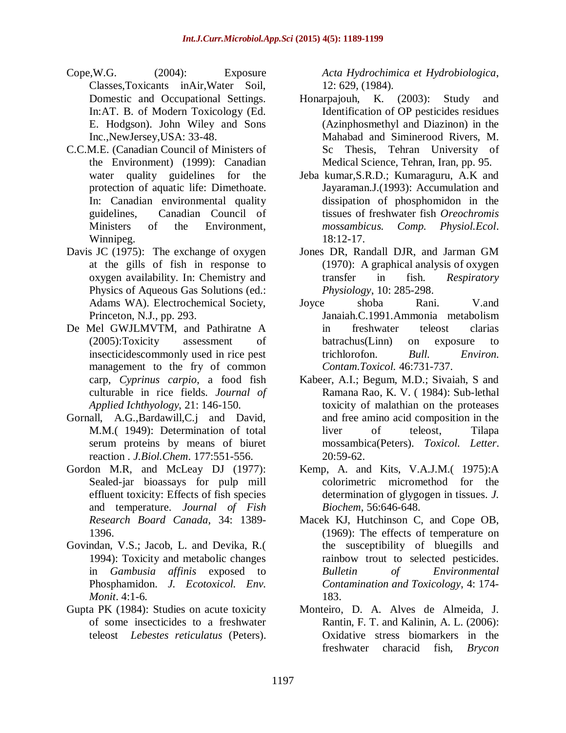Cope,W.G. (2004): Exposure Classes,Toxicants inAir,Water Soil, Domestic and Occupational Settings. In:AT. B. of Modern Toxicology (Ed. E. Hodgson). John Wiley and Sons Inc.,NewJersey,USA: 33-48.

C.C.M.E. (Canadian Council of Ministers of the Environment) (1999): Canadian water quality guidelines for the protection of aquatic life: Dimethoate. In: Canadian environmental quality guidelines, Canadian Council of Ministers of the Environment, Winnipeg.

Davis JC (1975): The exchange of oxygen at the gills of fish in response to oxygen availability. In: Chemistry and Physics of Aqueous Gas Solutions (ed.: Adams WA). Electrochemical Society, Princeton, N.J., pp. 293.

De Mel GWJLMVTM, and Pathiratne A (2005):Toxicity assessment of insecticidescommonly used in rice pest management to the fry of common carp, *Cyprinus carpio*, a food fish culturable in rice fields. *Journal of Applied Ichthyology*, 21: 146-150.

Gornall, A.G.,Bardawill,C.j and David, M.M.( 1949): Determination of total serum proteins by means of biuret reaction . *J.Biol.Chem*. 177:551-556.

Gordon M.R, and McLeay DJ (1977): Sealed-jar bioassays for pulp mill effluent toxicity: Effects of fish species and temperature. *Journal of Fish Research Board Canada*, 34: 1389-1396.

Govindan, V.S.; Jacob, L. and Devika, R.( 1994): Toxicity and metabolic changes in *Gambusia affinis* exposed to Phosphamidon. *J. Ecotoxicol. Env. Monit*. 4:1-6.

Gupta PK (1984): Studies on acute toxicity of some insecticides to a freshwater teleost *Lebestes reticulatus* (Peters). *Acta Hydrochimica et Hydrobiologica*, 12: 629, (1984).

Honarpajouh, K. (2003): Study and Identification of OP pesticides residues (Azinphosmethyl and Diazinon) in the Mahabad and Siminerood Rivers, M. Sc Thesis, Tehran University of Medical Science, Tehran, Iran, pp. 95.

Jeba kumar,S.R.D.; Kumaraguru, A.K and Jayaraman.J.(1993): Accumulation and dissipation of phosphomidon in the tissues of freshwater fish *Oreochromis mossambicus. Comp. Physiol.Ecol*. 18:12-17.

Jones DR, Randall DJR, and Jarman GM (1970): A graphical analysis of oxygen transfer in fish. *Respiratory Physiology*, 10: 285-298.

Joyce shoba Rani. V.and Janaiah.C.1991.Ammonia metabolism in freshwater teleost clarias batrachus(Linn) on exposure to trichlorofon. *Bull. Environ. Contam.Toxicol.* 46:731-737.

Kabeer, A.I.; Begum, M.D.; Sivaiah, S and Ramana Rao, K. V. ( 1984): Sub-lethal toxicity of malathian on the proteases and free amino acid composition in the liver of teleost, Tilapa mossambica(Peters). *Toxicol. Letter*. 20:59-62.

Kemp, A. and Kits, V.A.J.M.( 1975):A colorimetric micromethod for the determination of glygogen in tissues. *J. Biochem*, 56:646-648.

Macek KJ, Hutchinson C, and Cope OB, (1969): The effects of temperature on the susceptibility of bluegills and rainbow trout to selected pesticides. *Bulletin of Environmental Contamination and Toxicology*, 4: 174-183.

Monteiro, D. A. Alves de Almeida, J. Rantin, F. T. and Kalinin, A. L. (2006): Oxidative stress biomarkers in the freshwater characid fish, *Brycon*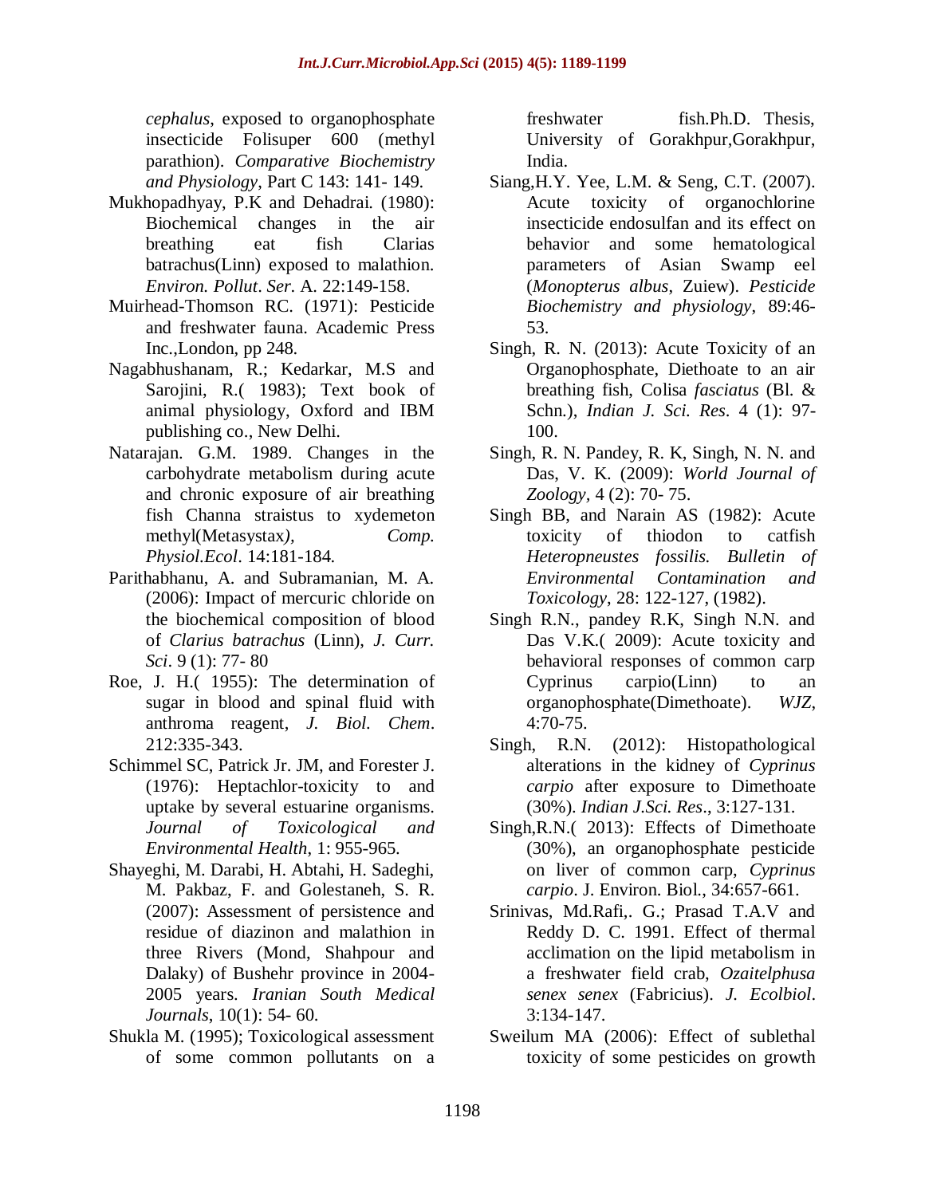*cephalus*, exposed to organophosphate insecticide Folisuper 600 (methyl parathion). *Comparative Biochemistry and Physiology*, Part C 143: 141- 149.

Mukhopadhyay, P.K and Dehadrai. (1980): Biochemical changes in the air breathing eat fish Clarias batrachus(Linn) exposed to malathion. *Environ. Pollut*. *Ser*. A. 22:149-158.

Muirhead-Thomson RC. (1971): Pesticide and freshwater fauna. Academic Press Inc.,London, pp 248.

Nagabhushanam, R.; Kedarkar, M.S and Sarojini, R.( 1983); Text book of animal physiology, Oxford and IBM publishing co., New Delhi.

Natarajan. G.M. 1989. Changes in the carbohydrate metabolism during acute and chronic exposure of air breathing fish Channa straistus to xydemeton methyl(Metasystax*), Comp. Physiol.Ecol*. 14:181-184.

Parithabhanu, A. and Subramanian, M. A. (2006): Impact of mercuric chloride on the biochemical composition of blood of *Clarius batrachus* (Linn), *J. Curr. Sci*. 9 (1): 77- 80

Roe, J. H.( 1955): The determination of sugar in blood and spinal fluid with anthroma reagent, *J. Biol. Chem*. 212:335-343.

Schimmel SC, Patrick Jr. JM, and Forester J. (1976): Heptachlor-toxicity to and uptake by several estuarine organisms. *Journal of Toxicological and Environmental Health*, 1: 955-965.

Shayeghi, M. Darabi, H. Abtahi, H. Sadeghi, M. Pakbaz, F. and Golestaneh, S. R. (2007): Assessment of persistence and residue of diazinon and malathion in three Rivers (Mond, Shahpour and Dalaky) of Bushehr province in 2004-2005 years. *Iranian South Medical Journals*, 10(1): 54- 60.

Shukla M. (1995); Toxicological assessment of some common pollutants on a freshwater fish.Ph.D. Thesis, University of Gorakhpur,Gorakhpur, India.

Siang,H.Y. Yee, L.M. & Seng, C.T. (2007). Acute toxicity of organochlorine insecticide endosulfan and its effect on behavior and some hematological parameters of Asian Swamp eel (*Monopterus albus*, Zuiew). *Pesticide Biochemistry and physiology*, 89:46-53.

Singh, R. N. (2013): Acute Toxicity of an Organophosphate, Diethoate to an air breathing fish, Colisa *fasciatus* (Bl. & Schn.), *Indian J. Sci. Res*. 4 (1): 97-100.

Singh, R. N. Pandey, R. K, Singh, N. N. and Das, V. K. (2009): *World Journal of Zoology*, 4 (2): 70- 75.

Singh BB, and Narain AS (1982): Acute toxicity of thiodon to catfish *Heteropneustes fossilis. Bulletin of Environmental Contamination and Toxicology*, 28: 122-127, (1982).

Singh R.N., pandey R.K, Singh N.N. and Das V.K.( 2009): Acute toxicity and behavioral responses of common carp Cyprinus carpio(Linn) to an organophosphate(Dimethoate). *WJZ*, 4:70-75.

Singh, R.N. (2012): Histopathological alterations in the kidney of *Cyprinus carpio* after exposure to Dimethoate (30%). *Indian J.Sci. Res*., 3:127-131.

Singh,R.N.( 2013): Effects of Dimethoate (30%), an organophosphate pesticide on liver of common carp, *Cyprinus carpio*. J. Environ. Biol., 34:657-661.

Srinivas, Md.Rafi,. G.; Prasad T.A.V and Reddy D. C. 1991. Effect of thermal acclimation on the lipid metabolism in a freshwater field crab, *Ozaitelphusa senex senex* (Fabricius). *J. Ecolbiol*. 3:134-147.

Sweilum MA (2006): Effect of sublethal toxicity of some pesticides on growth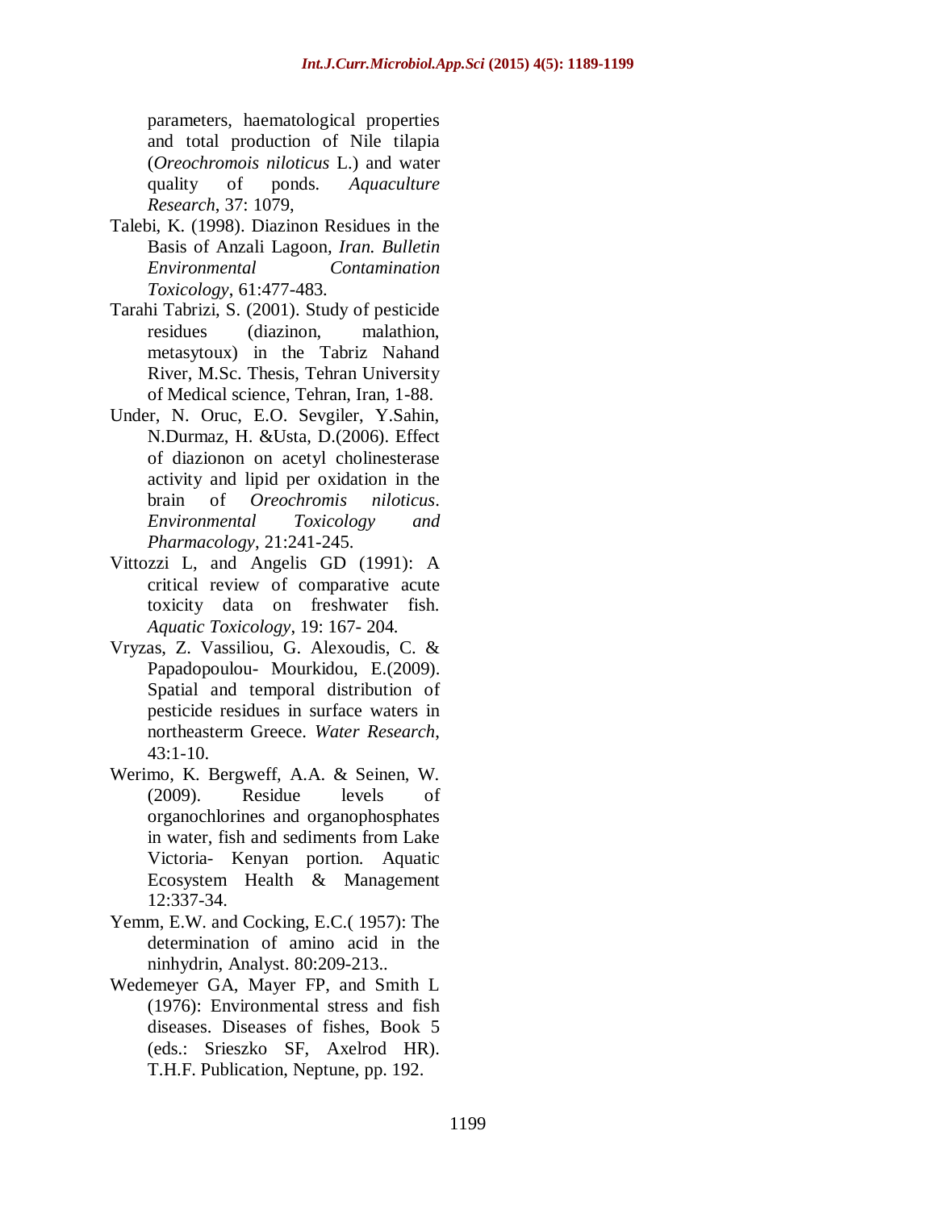parameters, haematological properties and total production of Nile tilapia (*Oreochromois niloticus* L.) and water quality of ponds. *Aquaculture Research*, 37: 1079,

Talebi, K. (1998). Diazinon Residues in the Basis of Anzali Lagoon, *Iran. Bulletin Environmental Contamination Toxicology*, 61:477-483.

Tarahi Tabrizi, S. (2001). Study of pesticide residues (diazinon, malathion, metasytoux) in the Tabriz Nahand River, M.Sc. Thesis, Tehran University of Medical science, Tehran, Iran, 1-88.

Under, N. Oruc, E.O. Sevgiler, Y.Sahin, N.Durmaz, H. &Usta, D.(2006). Effect of diazionon on acetyl cholinesterase activity and lipid per oxidation in the brain of *Oreochromis niloticus*. *Environmental Toxicology and Pharmacology*, 21:241-245.

Vittozzi L, and Angelis GD (1991): A critical review of comparative acute toxicity data on freshwater fish. *Aquatic Toxicology*, 19: 167- 204.

Vryzas, Z. Vassiliou, G. Alexoudis, C. & Papadopoulou- Mourkidou, E.(2009). Spatial and temporal distribution of pesticide residues in surface waters in northeasterm Greece. *Water Research*, 43:1-10.

Werimo, K. Bergweff, A.A. & Seinen, W. (2009). Residue levels of organochlorines and organophosphates in water, fish and sediments from Lake Victoria- Kenyan portion. Aquatic Ecosystem Health & Management 12:337-34.

Yemm, E.W. and Cocking, E.C.( 1957): The determination of amino acid in the ninhydrin, Analyst. 80:209-213..

Wedemeyer GA, Mayer FP, and Smith L (1976): Environmental stress and fish diseases. Diseases of fishes, Book 5 (eds.: Srieszko SF, Axelrod HR). T.H.F. Publication, Neptune, pp. 192.